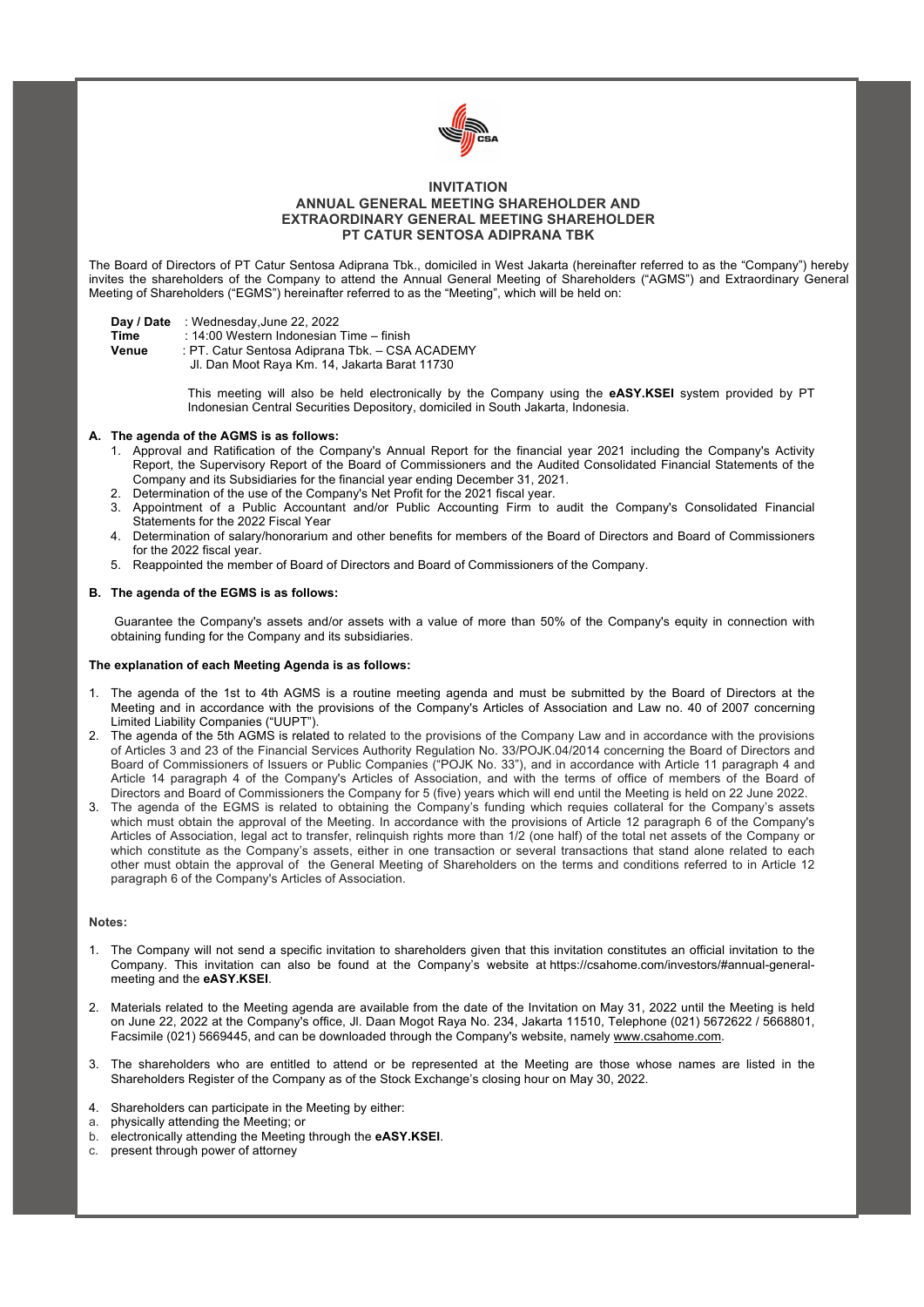# INVITATION
# ANNUAL GENERAL MEETING SHAREHOLDER AND EXTRAORDINARY GENERAL MEETING SHAREHOLDER
# PT CATUR SENTOSA ADIPRANA TBK

The Board of Directors of PT Catur Sentosa Adiprana Tbk., domiciled in West Jakarta (hereinafter referred to as the "Company") hereby invites the shareholders of the Company to attend the Annual General Meeting of Shareholders ("AGMS") and Extraordinary General Meeting of Shareholders ("EGMS") hereinafter referred to as the "Meeting", which will be held on:

**Day / Date** : Wednesday,June 22, 2022
**Time** : 14:00 Western Indonesian Time – finish
**Venue** : PT. Catur Sentosa Adiprana Tbk. – CSA ACADEMY
Jl. Dan Moot Raya Km. 14, Jakarta Barat 11730

This meeting will also be held electronically by the Company using the **eASY.KSEI** system provided by PT Indonesian Central Securities Depository, domiciled in South Jakarta, Indonesia.

**A. The agenda of the AGMS is as follows:**

1. Approval and Ratification of the Company's Annual Report for the financial year 2021 including the Company's Activity Report, the Supervisory Report of the Board of Commissioners and the Audited Consolidated Financial Statements of the Company and its Subsidiaries for the financial year ending December 31, 2021.
2. Determination of the use of the Company's Net Profit for the 2021 fiscal year.
3. Appointment of a Public Accountant and/or Public Accounting Firm to audit the Company's Consolidated Financial Statements for the 2022 Fiscal Year
4. Determination of salary/honorarium and other benefits for members of the Board of Directors and Board of Commissioners for the 2022 fiscal year.
5. Reappointed the member of Board of Directors and Board of Commissioners of the Company.

**B. The agenda of the EGMS is as follows:**

Guarantee the Company's assets and/or assets with a value of more than 50% of the Company's equity in connection with obtaining funding for the Company and its subsidiaries.

**The explanation of each Meeting Agenda is as follows:**

1. The agenda of the 1st to 4th AGMS is a routine meeting agenda and must be submitted by the Board of Directors at the Meeting and in accordance with the provisions of the Company's Articles of Association and Law no. 40 of 2007 concerning Limited Liability Companies ("UUPT").
2. The agenda of the 5th AGMS is related to related to the provisions of the Company Law and in accordance with the provisions of Articles 3 and 23 of the Financial Services Authority Regulation No. 33/POJK.04/2014 concerning the Board of Directors and Board of Commissioners of Issuers or Public Companies ("POJK No. 33"), and in accordance with Article 11 paragraph 4 and Article 14 paragraph 4 of the Company's Articles of Association, and with the terms of office of members of the Board of Directors and Board of Commissioners the Company for 5 (five) years which will end until the Meeting is held on 22 June 2022.
3. The agenda of the EGMS is related to obtaining the Company's funding which requies collateral for the Company's assets which must obtain the approval of the Meeting. In accordance with the provisions of Article 12 paragraph 6 of the Company's Articles of Association, legal act to transfer, relinquish rights more than 1/2 (one half) of the total net assets of the Company or which constitute as the Company's assets, either in one transaction or several transactions that stand alone related to each other must obtain the approval of the General Meeting of Shareholders on the terms and conditions referred to in Article 12 paragraph 6 of the Company's Articles of Association.

**Notes:**

1. The Company will not send a specific invitation to shareholders given that this invitation constitutes an official invitation to the Company. This invitation can also be found at the Company's website at https://csahome.com/investors/#annual-general-meeting and the **eASY.KSEI**.

2. Materials related to the Meeting agenda are available from the date of the Invitation on May 31, 2022 until the Meeting is held on June 22, 2022 at the Company's office, Jl. Daan Mogot Raya No. 234, Jakarta 11510, Telephone (021) 5672622 / 5668801, Facsimile (021) 5669445, and can be downloaded through the Company's website, namely www.csahome.com.

3. The shareholders who are entitled to attend or be represented at the Meeting are those whose names are listed in the Shareholders Register of the Company as of the Stock Exchange's closing hour on May 30, 2022.

4. Shareholders can participate in the Meeting by either:
   a. physically attending the Meeting; or
   b. electronically attending the Meeting through the **eASY.KSEI**.
   c. present through power of attorney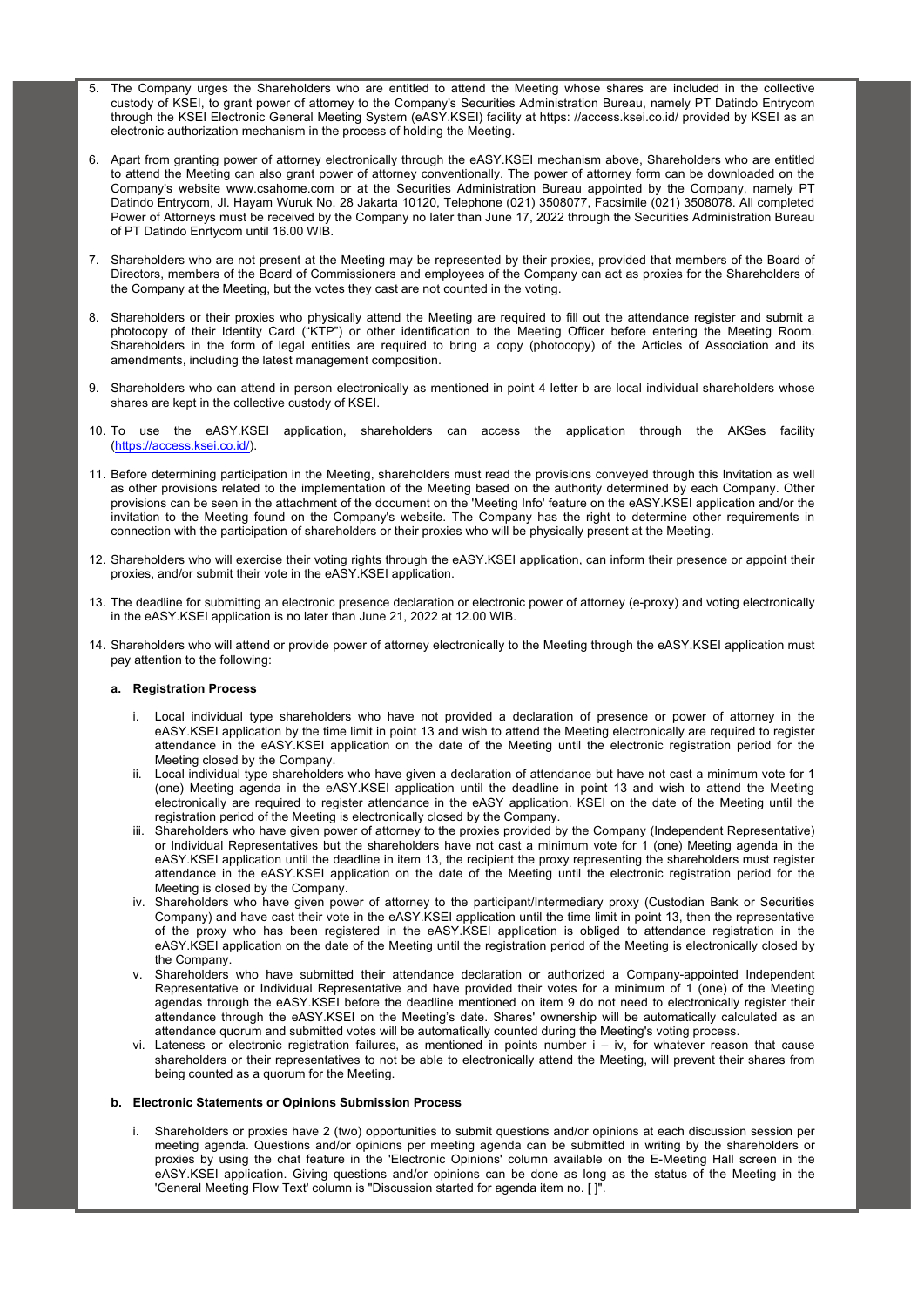5. The Company urges the Shareholders who are entitled to attend the Meeting whose shares are included in the collective custody of KSEI, to grant power of attorney to the Company's Securities Administration Bureau, namely PT Datindo Entrycom through the KSEI Electronic General Meeting System (eASY.KSEI) facility at https: //access.ksei.co.id/ provided by KSEI as an electronic authorization mechanism in the process of holding the Meeting.

6. Apart from granting power of attorney electronically through the eASY.KSEI mechanism above, Shareholders who are entitled to attend the Meeting can also grant power of attorney conventionally. The power of attorney form can be downloaded on the Company's website www.csahome.com or at the Securities Administration Bureau appointed by the Company, namely PT Datindo Entrycom, Jl. Hayam Wuruk No. 28 Jakarta 10120, Telephone (021) 3508077, Facsimile (021) 3508078. All completed Power of Attorneys must be received by the Company no later than June 17, 2022 through the Securities Administration Bureau of PT Datindo Enrtycom until 16.00 WIB.

7. Shareholders who are not present at the Meeting may be represented by their proxies, provided that members of the Board of Directors, members of the Board of Commissioners and employees of the Company can act as proxies for the Shareholders of the Company at the Meeting, but the votes they cast are not counted in the voting.

8. Shareholders or their proxies who physically attend the Meeting are required to fill out the attendance register and submit a photocopy of their Identity Card ("KTP") or other identification to the Meeting Officer before entering the Meeting Room. Shareholders in the form of legal entities are required to bring a copy (photocopy) of the Articles of Association and its amendments, including the latest management composition.

9. Shareholders who can attend in person electronically as mentioned in point 4 letter b are local individual shareholders whose shares are kept in the collective custody of KSEI.

10. To use the eASY.KSEI application, shareholders can access the application through the AKSes facility (https://access.ksei.co.id/).

11. Before determining participation in the Meeting, shareholders must read the provisions conveyed through this Invitation as well as other provisions related to the implementation of the Meeting based on the authority determined by each Company. Other provisions can be seen in the attachment of the document on the 'Meeting Info' feature on the eASY.KSEI application and/or the invitation to the Meeting found on the Company's website. The Company has the right to determine other requirements in connection with the participation of shareholders or their proxies who will be physically present at the Meeting.

12. Shareholders who will exercise their voting rights through the eASY.KSEI application, can inform their presence or appoint their proxies, and/or submit their vote in the eASY.KSEI application.

13. The deadline for submitting an electronic presence declaration or electronic power of attorney (e-proxy) and voting electronically in the eASY.KSEI application is no later than June 21, 2022 at 12.00 WIB.

14. Shareholders who will attend or provide power of attorney electronically to the Meeting through the eASY.KSEI application must pay attention to the following:

   **a. Registration Process**

   i. Local individual type shareholders who have not provided a declaration of presence or power of attorney in the eASY.KSEI application by the time limit in point 13 and wish to attend the Meeting electronically are required to register attendance in the eASY.KSEI application on the date of the Meeting until the electronic registration period for the Meeting closed by the Company.

   ii. Local individual type shareholders who have given a declaration of attendance but have not cast a minimum vote for 1 (one) Meeting agenda in the eASY.KSEI application until the deadline in point 13 and wish to attend the Meeting electronically are required to register attendance in the eASY application. KSEI on the date of the Meeting until the registration period of the Meeting is electronically closed by the Company.

   iii. Shareholders who have given power of attorney to the proxies provided by the Company (Independent Representative) or Individual Representatives but the shareholders have not cast a minimum vote for 1 (one) Meeting agenda in the eASY.KSEI application until the deadline in item 13, the recipient the proxy representing the shareholders must register attendance in the eASY.KSEI application on the date of the Meeting until the electronic registration period for the Meeting is closed by the Company.

   iv. Shareholders who have given power of attorney to the participant/Intermediary proxy (Custodian Bank or Securities Company) and have cast their vote in the eASY.KSEI application until the time limit in point 13, then the representative of the proxy who has been registered in the eASY.KSEI application is obliged to attendance registration in the eASY.KSEI application on the date of the Meeting until the registration period of the Meeting is electronically closed by the Company.

   v. Shareholders who have submitted their attendance declaration or authorized a Company-appointed Independent Representative or Individual Representative and have provided their votes for a minimum of 1 (one) of the Meeting agendas through the eASY.KSEI before the deadline mentioned on item 9 do not need to electronically register their attendance through the eASY.KSEI on the Meeting's date. Shares' ownership will be automatically calculated as an attendance quorum and submitted votes will be automatically counted during the Meeting's voting process.

   vi. Lateness or electronic registration failures, as mentioned in points number i – iv, for whatever reason that cause shareholders or their representatives to not be able to electronically attend the Meeting, will prevent their shares from being counted as a quorum for the Meeting.

   **b. Electronic Statements or Opinions Submission Process**

   i. Shareholders or proxies have 2 (two) opportunities to submit questions and/or opinions at each discussion session per meeting agenda. Questions and/or opinions per meeting agenda can be submitted in writing by the shareholders or proxies by using the chat feature in the 'Electronic Opinions' column available on the E-Meeting Hall screen in the eASY.KSEI application. Giving questions and/or opinions can be done as long as the status of the Meeting in the 'General Meeting Flow Text' column is "Discussion started for agenda item no. [ ]".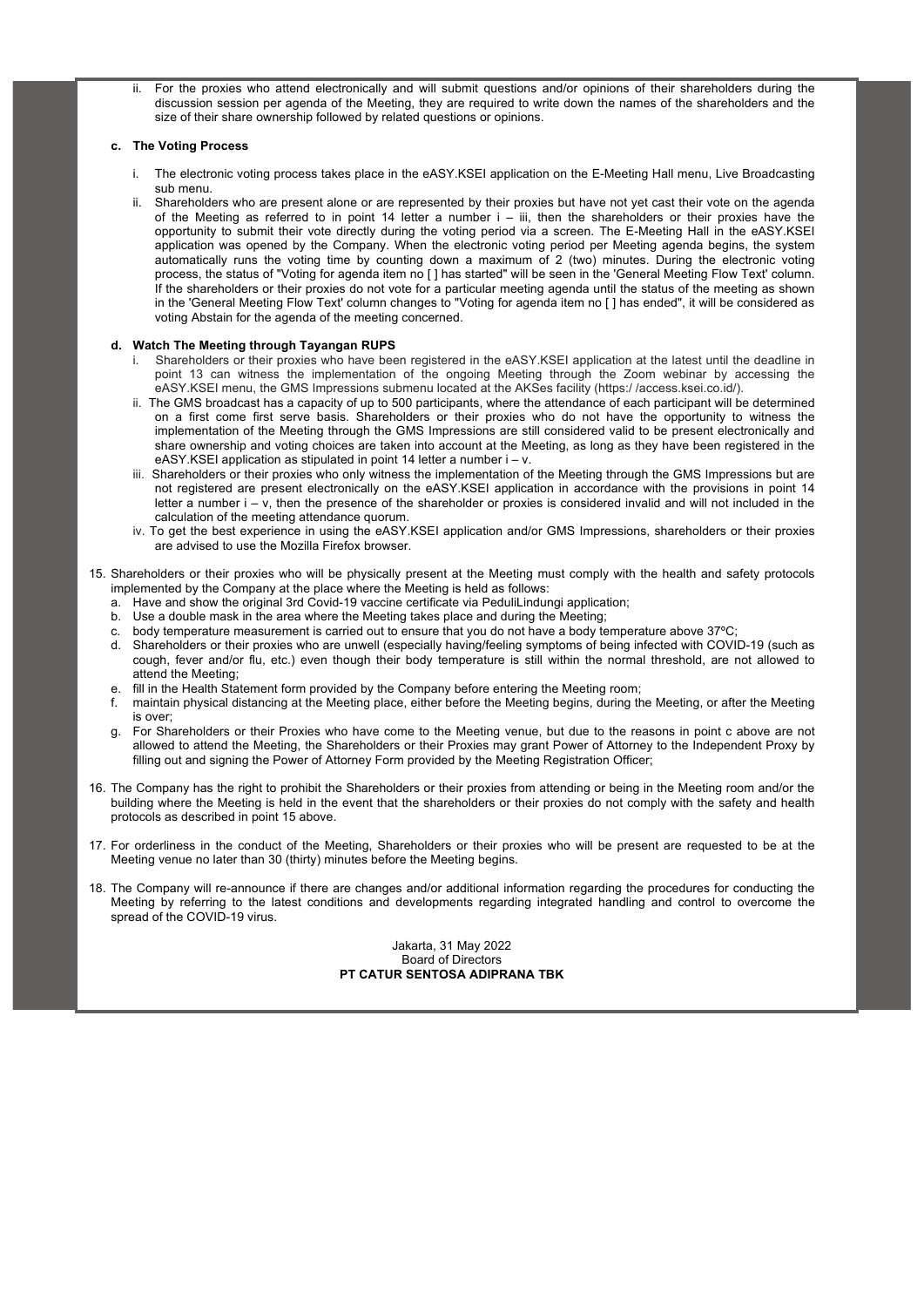ii. For the proxies who attend electronically and will submit questions and/or opinions of their shareholders during the discussion session per agenda of the Meeting, they are required to write down the names of the shareholders and the size of their share ownership followed by related questions or opinions.

**c. The Voting Process**

i. The electronic voting process takes place in the eASY.KSEI application on the E-Meeting Hall menu, Live Broadcasting sub menu.

ii. Shareholders who are present alone or are represented by their proxies but have not yet cast their vote on the agenda of the Meeting as referred to in point 14 letter a number i – iii, then the shareholders or their proxies have the opportunity to submit their vote directly during the voting period via a screen. The E-Meeting Hall in the eASY.KSEI application was opened by the Company. When the electronic voting period per Meeting agenda begins, the system automatically runs the voting time by counting down a maximum of 2 (two) minutes. During the electronic voting process, the status of "Voting for agenda item no [ ] has started" will be seen in the 'General Meeting Flow Text' column. If the shareholders or their proxies do not vote for a particular meeting agenda until the status of the meeting as shown in the 'General Meeting Flow Text' column changes to "Voting for agenda item no [ ] has ended", it will be considered as voting Abstain for the agenda of the meeting concerned.

**d. Watch The Meeting through Tayangan RUPS**

i. Shareholders or their proxies who have been registered in the eASY.KSEI application at the latest until the deadline in point 13 can witness the implementation of the ongoing Meeting through the Zoom webinar by accessing the eASY.KSEI menu, the GMS Impressions submenu located at the AKSes facility (https:/ /access.ksei.co.id/).

ii. The GMS broadcast has a capacity of up to 500 participants, where the attendance of each participant will be determined on a first come first serve basis. Shareholders or their proxies who do not have the opportunity to witness the implementation of the Meeting through the GMS Impressions are still considered valid to be present electronically and share ownership and voting choices are taken into account at the Meeting, as long as they have been registered in the eASY.KSEI application as stipulated in point 14 letter a number i – v.

iii. Shareholders or their proxies who only witness the implementation of the Meeting through the GMS Impressions but are not registered are present electronically on the eASY.KSEI application in accordance with the provisions in point 14 letter a number i – v, then the presence of the shareholder or proxies is considered invalid and will not included in the calculation of the meeting attendance quorum.

iv. To get the best experience in using the eASY.KSEI application and/or GMS Impressions, shareholders or their proxies are advised to use the Mozilla Firefox browser.

15. Shareholders or their proxies who will be physically present at the Meeting must comply with the health and safety protocols implemented by the Company at the place where the Meeting is held as follows:
    a. Have and show the original 3rd Covid-19 vaccine certificate via PeduliLindungi application;
    b. Use a double mask in the area where the Meeting takes place and during the Meeting;
    c. body temperature measurement is carried out to ensure that you do not have a body temperature above 37ºC;
    d. Shareholders or their proxies who are unwell (especially having/feeling symptoms of being infected with COVID-19 (such as cough, fever and/or flu, etc.) even though their body temperature is still within the normal threshold, are not allowed to attend the Meeting;
    e. fill in the Health Statement form provided by the Company before entering the Meeting room;
    f. maintain physical distancing at the Meeting place, either before the Meeting begins, during the Meeting, or after the Meeting is over;
    g. For Shareholders or their Proxies who have come to the Meeting venue, but due to the reasons in point c above are not allowed to attend the Meeting, the Shareholders or their Proxies may grant Power of Attorney to the Independent Proxy by filling out and signing the Power of Attorney Form provided by the Meeting Registration Officer;

16. The Company has the right to prohibit the Shareholders or their proxies from attending or being in the Meeting room and/or the building where the Meeting is held in the event that the shareholders or their proxies do not comply with the safety and health protocols as described in point 15 above.

17. For orderliness in the conduct of the Meeting, Shareholders or their proxies who will be present are requested to be at the Meeting venue no later than 30 (thirty) minutes before the Meeting begins.

18. The Company will re-announce if there are changes and/or additional information regarding the procedures for conducting the Meeting by referring to the latest conditions and developments regarding integrated handling and control to overcome the spread of the COVID-19 virus.

Jakarta, 31 May 2022
Board of Directors
**PT CATUR SENTOSA ADIPRANA TBK**